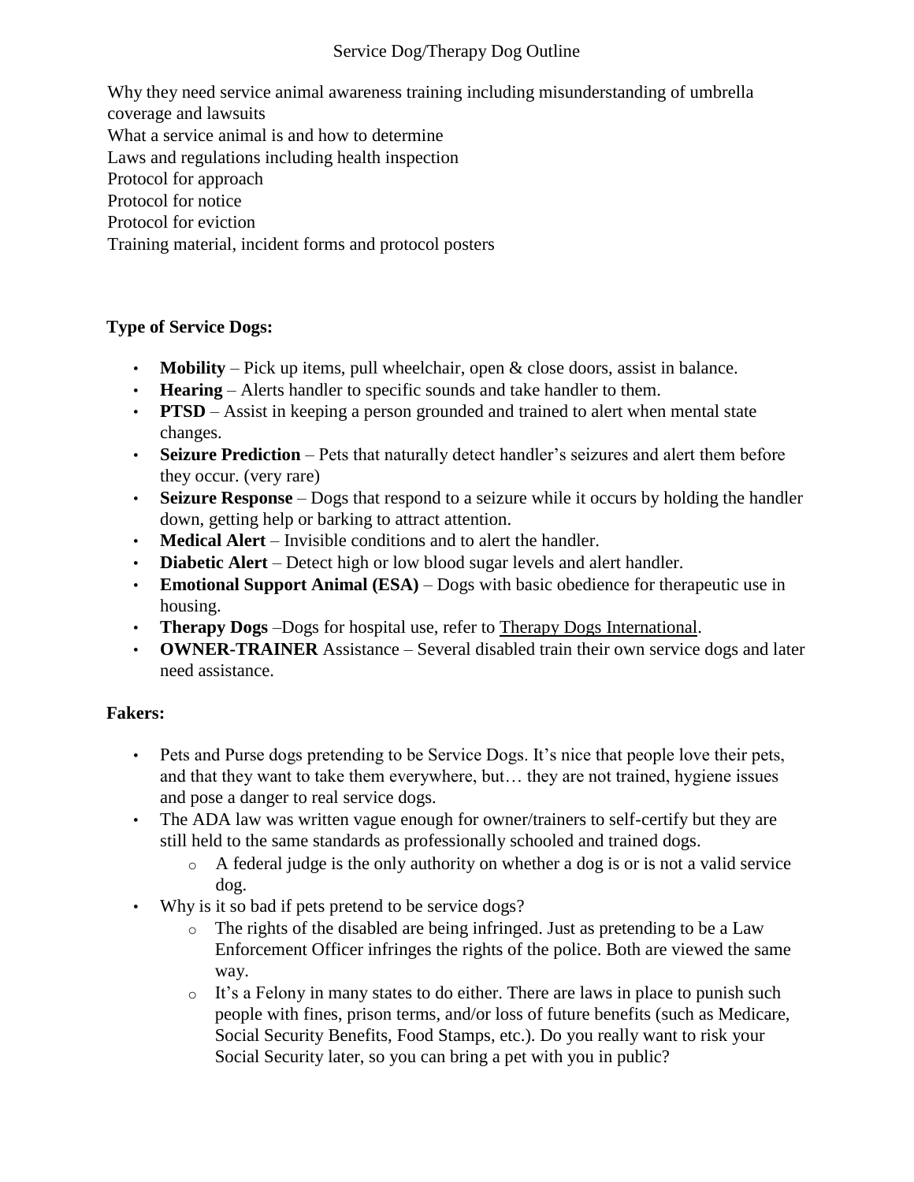# Service Dog/Therapy Dog Outline

Why they need service animal awareness training including misunderstanding of umbrella coverage and lawsuits
What a service animal is and how to determine
Laws and regulations including health inspection
Protocol for approach
Protocol for notice
Protocol for eviction
Training material, incident forms and protocol posters

**Type of Service Dogs:**

- **Mobility** – Pick up items, pull wheelchair, open & close doors, assist in balance.
- **Hearing** – Alerts handler to specific sounds and take handler to them.
- **PTSD** – Assist in keeping a person grounded and trained to alert when mental state changes.
- **Seizure Prediction** – Pets that naturally detect handler's seizures and alert them before they occur. (very rare)
- **Seizure Response** – Dogs that respond to a seizure while it occurs by holding the handler down, getting help or barking to attract attention.
- **Medical Alert** – Invisible conditions and to alert the handler.
- **Diabetic Alert** – Detect high or low blood sugar levels and alert handler.
- **Emotional Support Animal (ESA)** – Dogs with basic obedience for therapeutic use in housing.
- **Therapy Dogs** –Dogs for hospital use, refer to Therapy Dogs International.
- **OWNER-TRAINER** Assistance – Several disabled train their own service dogs and later need assistance.

**Fakers:**

- Pets and Purse dogs pretending to be Service Dogs. It's nice that people love their pets, and that they want to take them everywhere, but… they are not trained, hygiene issues and pose a danger to real service dogs.
- The ADA law was written vague enough for owner/trainers to self-certify but they are still held to the same standards as professionally schooled and trained dogs.
  - A federal judge is the only authority on whether a dog is or is not a valid service dog.
- Why is it so bad if pets pretend to be service dogs?
  - The rights of the disabled are being infringed. Just as pretending to be a Law Enforcement Officer infringes the rights of the police. Both are viewed the same way.
  - It's a Felony in many states to do either. There are laws in place to punish such people with fines, prison terms, and/or loss of future benefits (such as Medicare, Social Security Benefits, Food Stamps, etc.). Do you really want to risk your Social Security later, so you can bring a pet with you in public?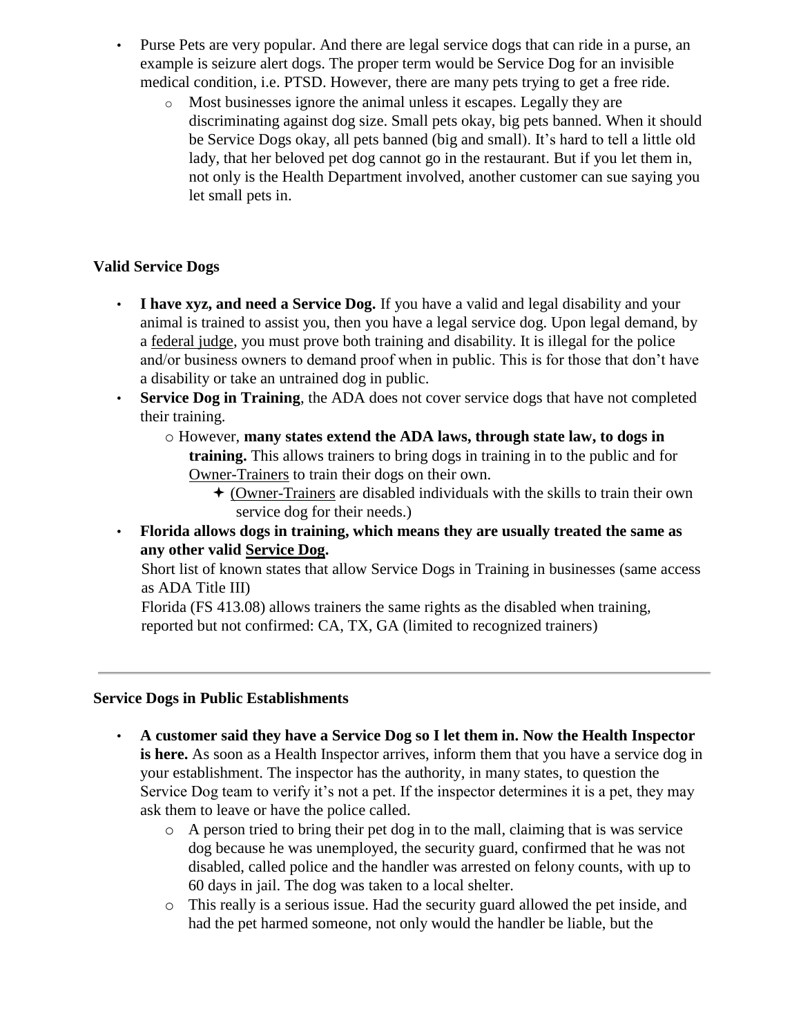- Purse Pets are very popular. And there are legal service dogs that can ride in a purse, an example is seizure alert dogs. The proper term would be Service Dog for an invisible medical condition, i.e. PTSD. However, there are many pets trying to get a free ride.
    - Most businesses ignore the animal unless it escapes. Legally they are discriminating against dog size. Small pets okay, big pets banned. When it should be Service Dogs okay, all pets banned (big and small). It's hard to tell a little old lady, that her beloved pet dog cannot go in the restaurant. But if you let them in, not only is the Health Department involved, another customer can sue saying you let small pets in.

**Valid Service Dogs**

- **I have xyz, and need a Service Dog.** If you have a valid and legal disability and your animal is trained to assist you, then you have a legal service dog. Upon legal demand, by a federal judge, you must prove both training and disability. It is illegal for the police and/or business owners to demand proof when in public. This is for those that don't have a disability or take an untrained dog in public.
- **Service Dog in Training**, the ADA does not cover service dogs that have not completed their training.
    - However, **many states extend the ADA laws, through state law, to dogs in training.** This allows trainers to bring dogs in training in to the public and for Owner-Trainers to train their dogs on their own.
        - (Owner-Trainers are disabled individuals with the skills to train their own service dog for their needs.)
- **Florida allows dogs in training, which means they are usually treated the same as any other valid Service Dog.**

  Short list of known states that allow Service Dogs in Training in businesses (same access as ADA Title III)

  Florida (FS 413.08) allows trainers the same rights as the disabled when training, reported but not confirmed: CA, TX, GA (limited to recognized trainers)

---

**Service Dogs in Public Establishments**

- **A customer said they have a Service Dog so I let them in. Now the Health Inspector is here.** As soon as a Health Inspector arrives, inform them that you have a service dog in your establishment. The inspector has the authority, in many states, to question the Service Dog team to verify it's not a pet. If the inspector determines it is a pet, they may ask them to leave or have the police called.
    - A person tried to bring their pet dog in to the mall, claiming that is was service dog because he was unemployed, the security guard, confirmed that he was not disabled, called police and the handler was arrested on felony counts, with up to 60 days in jail. The dog was taken to a local shelter.
    - This really is a serious issue. Had the security guard allowed the pet inside, and had the pet harmed someone, not only would the handler be liable, but the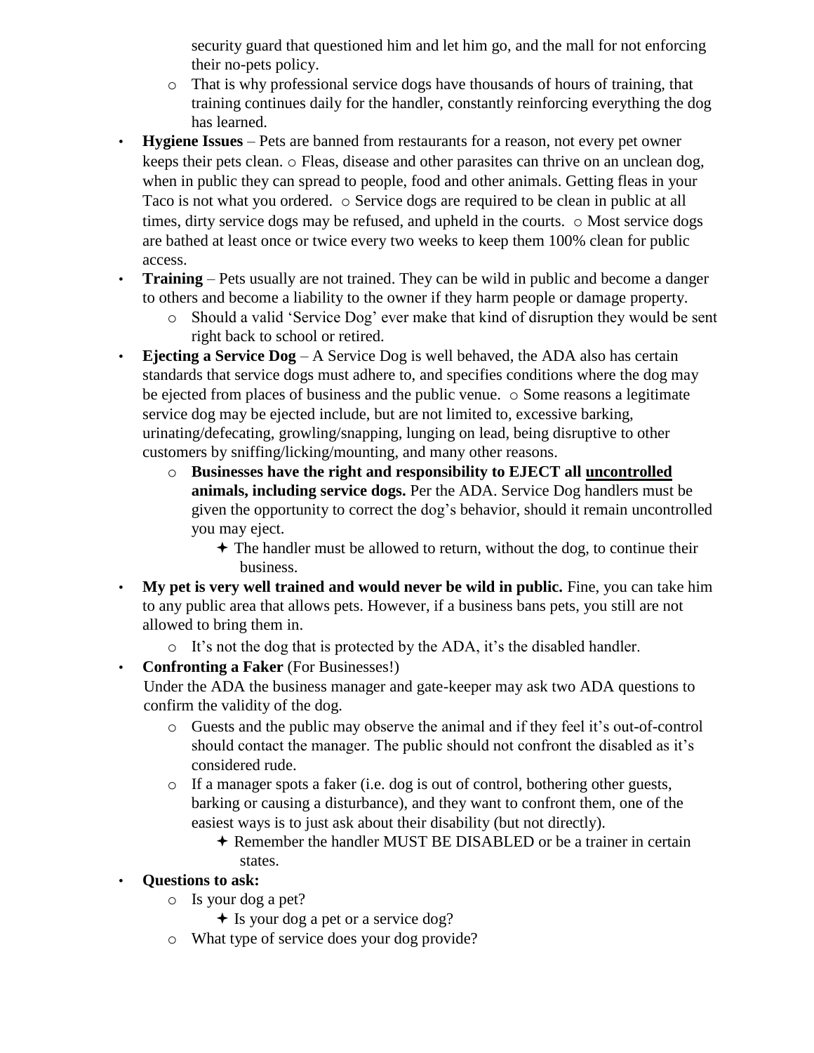security guard that questioned him and let him go, and the mall for not enforcing their no-pets policy.

- That is why professional service dogs have thousands of hours of training, that training continues daily for the handler, constantly reinforcing everything the dog has learned.

- **Hygiene Issues** – Pets are banned from restaurants for a reason, not every pet owner keeps their pets clean. ○ Fleas, disease and other parasites can thrive on an unclean dog, when in public they can spread to people, food and other animals. Getting fleas in your Taco is not what you ordered. ○ Service dogs are required to be clean in public at all times, dirty service dogs may be refused, and upheld in the courts. ○ Most service dogs are bathed at least once or twice every two weeks to keep them 100% clean for public access.
- **Training** – Pets usually are not trained. They can be wild in public and become a danger to others and become a liability to the owner if they harm people or damage property.
  - Should a valid 'Service Dog' ever make that kind of disruption they would be sent right back to school or retired.
- **Ejecting a Service Dog** – A Service Dog is well behaved, the ADA also has certain standards that service dogs must adhere to, and specifies conditions where the dog may be ejected from places of business and the public venue. ○ Some reasons a legitimate service dog may be ejected include, but are not limited to, excessive barking, urinating/defecating, growling/snapping, lunging on lead, being disruptive to other customers by sniffing/licking/mounting, and many other reasons.
  - **Businesses have the right and responsibility to EJECT all <u>uncontrolled</u> animals, including service dogs.** Per the ADA. Service Dog handlers must be given the opportunity to correct the dog's behavior, should it remain uncontrolled you may eject.
    - ✦ The handler must be allowed to return, without the dog, to continue their business.
- **My pet is very well trained and would never be wild in public.** Fine, you can take him to any public area that allows pets. However, if a business bans pets, you still are not allowed to bring them in.
  - It's not the dog that is protected by the ADA, it's the disabled handler.
- **Confronting a Faker** (For Businesses!)
  Under the ADA the business manager and gate-keeper may ask two ADA questions to confirm the validity of the dog.
  - Guests and the public may observe the animal and if they feel it's out-of-control should contact the manager. The public should not confront the disabled as it's considered rude.
  - If a manager spots a faker (i.e. dog is out of control, bothering other guests, barking or causing a disturbance), and they want to confront them, one of the easiest ways is to just ask about their disability (but not directly).
    - ✦ Remember the handler MUST BE DISABLED or be a trainer in certain states.
- **Questions to ask:**
  - Is your dog a pet?
    - ✦ Is your dog a pet or a service dog?
  - What type of service does your dog provide?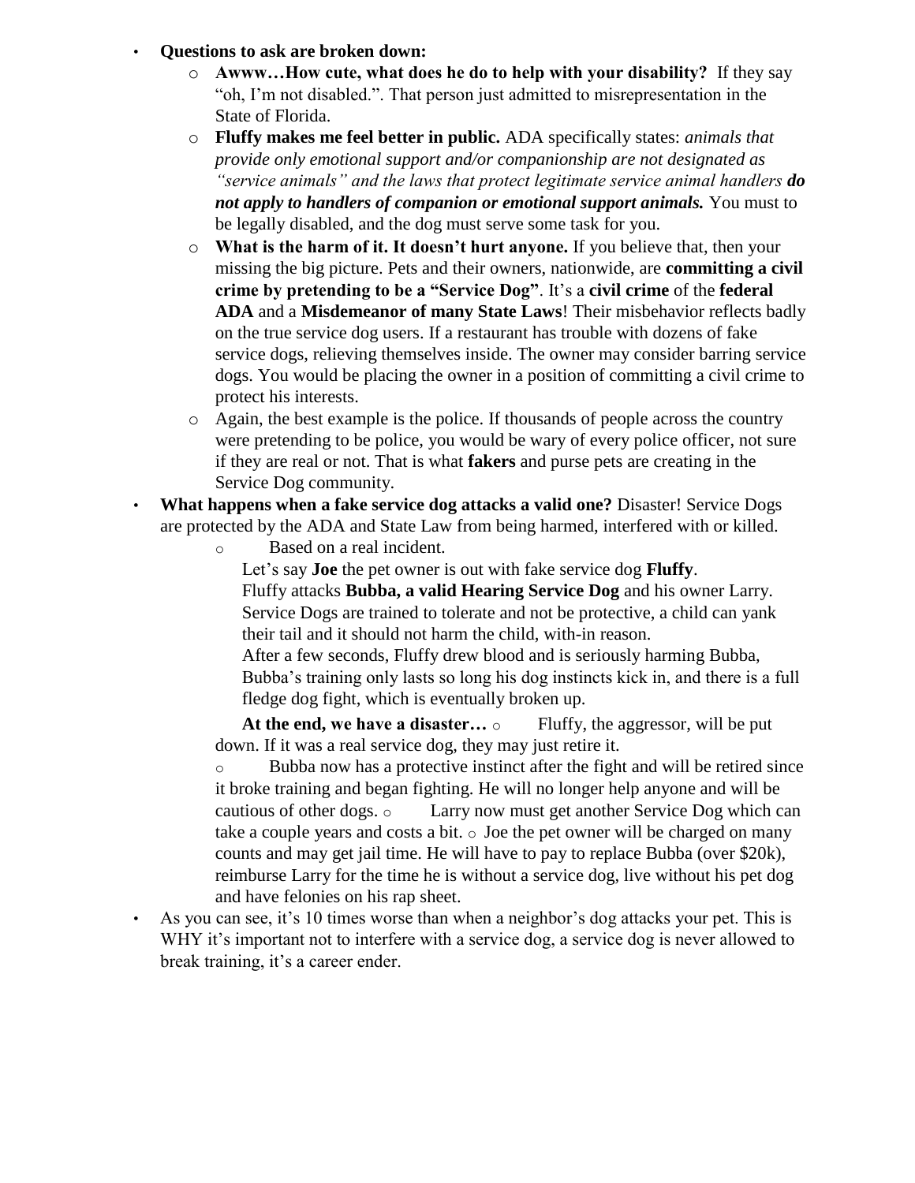- **Questions to ask are broken down:**
  - **Awww…How cute, what does he do to help with your disability?** If they say "oh, I'm not disabled.". That person just admitted to misrepresentation in the State of Florida.
  - **Fluffy makes me feel better in public.** ADA specifically states: *animals that provide only emotional support and/or companionship are not designated as "service animals" and the laws that protect legitimate service animal handlers **do not apply to handlers of companion or emotional support animals.*** You must to be legally disabled, and the dog must serve some task for you.
  - **What is the harm of it. It doesn't hurt anyone.** If you believe that, then your missing the big picture. Pets and their owners, nationwide, are **committing a civil crime by pretending to be a "Service Dog"**. It's a **civil crime** of the **federal ADA** and a **Misdemeanor of many State Laws**! Their misbehavior reflects badly on the true service dog users. If a restaurant has trouble with dozens of fake service dogs, relieving themselves inside. The owner may consider barring service dogs. You would be placing the owner in a position of committing a civil crime to protect his interests.
  - Again, the best example is the police. If thousands of people across the country were pretending to be police, you would be wary of every police officer, not sure if they are real or not. That is what **fakers** and purse pets are creating in the Service Dog community.
- **What happens when a fake service dog attacks a valid one?** Disaster! Service Dogs are protected by the ADA and State Law from being harmed, interfered with or killed.
  - Based on a real incident.

    Let's say **Joe** the pet owner is out with fake service dog **Fluffy**.

    Fluffy attacks **Bubba, a valid Hearing Service Dog** and his owner Larry.

    Service Dogs are trained to tolerate and not be protective, a child can yank their tail and it should not harm the child, with-in reason.

    After a few seconds, Fluffy drew blood and is seriously harming Bubba, Bubba's training only lasts so long his dog instincts kick in, and there is a full fledge dog fight, which is eventually broken up.

    **At the end, we have a disaster…**
  - Fluffy, the aggressor, will be put down. If it was a real service dog, they may just retire it.
  - Bubba now has a protective instinct after the fight and will be retired since it broke training and began fighting. He will no longer help anyone and will be cautious of other dogs.
  - Larry now must get another Service Dog which can take a couple years and costs a bit.
  - Joe the pet owner will be charged on many counts and may get jail time. He will have to pay to replace Bubba (over $20k), reimburse Larry for the time he is without a service dog, live without his pet dog and have felonies on his rap sheet.
- As you can see, it's 10 times worse than when a neighbor's dog attacks your pet. This is WHY it's important not to interfere with a service dog, a service dog is never allowed to break training, it's a career ender.